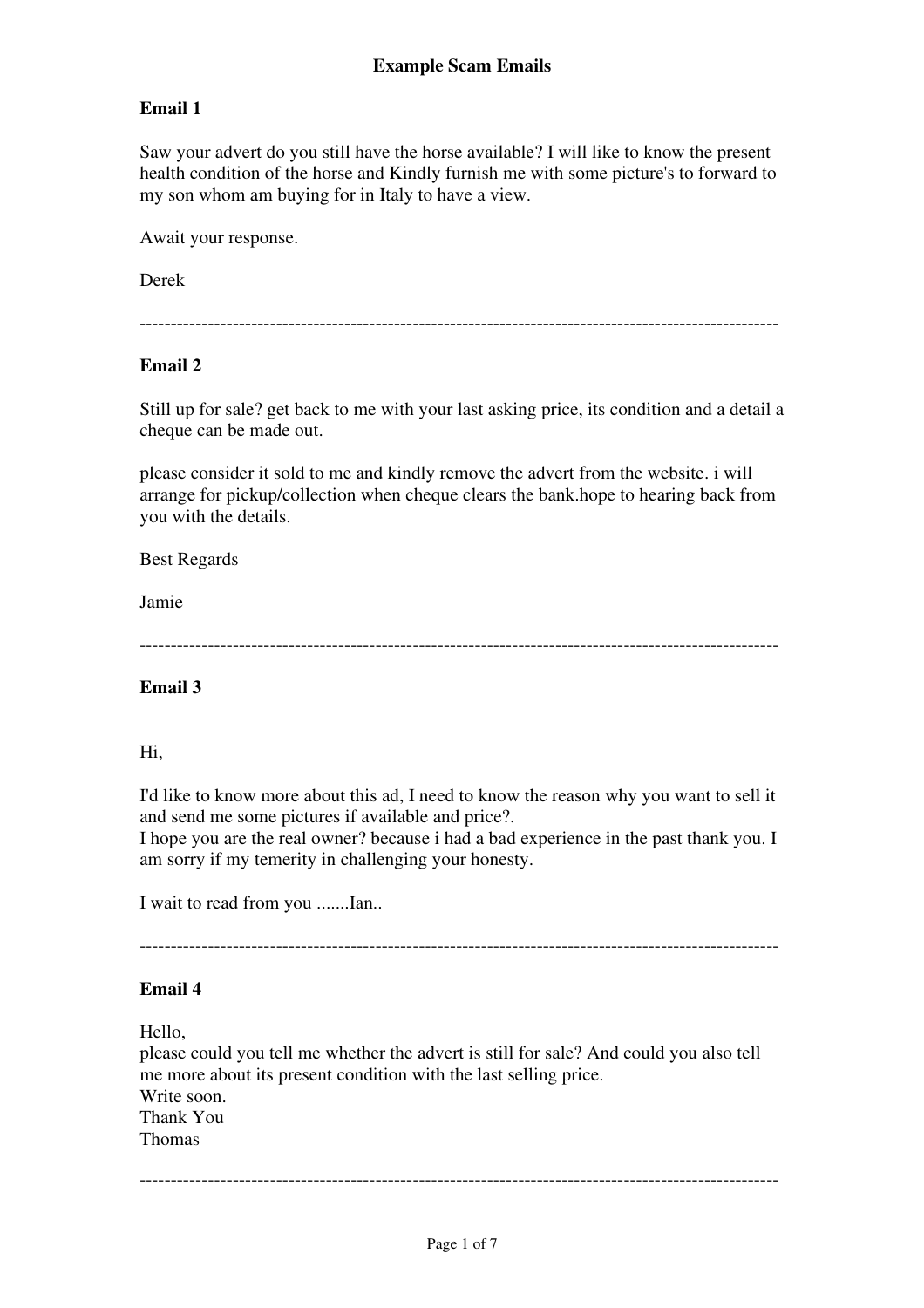# Example Scam Emails

## Email 1

Saw your advert do you still have the horse available? I will like to know the present health condition of the horse and Kindly furnish me with some picture's to forward to my son whom am buying for in Italy to have a view.

Await your response.

Derek

---

## Email 2

Still up for sale? get back to me with your last asking price, its condition and a detail a cheque can be made out.

please consider it sold to me and kindly remove the advert from the website. i will arrange for pickup/collection when cheque clears the bank.hope to hearing back from you with the details.

Best Regards

Jamie

---

## Email 3

Hi,

I'd like to know more about this ad, I need to know the reason why you want to sell it and send me some pictures if available and price?.
I hope you are the real owner? because i had a bad experience in the past thank you. I am sorry if my temerity in challenging your honesty.

I wait to read from you .......Ian..

---

## Email 4

Hello,
please could you tell me whether the advert is still for sale? And could you also tell me more about its present condition with the last selling price.
Write soon.
Thank You
Thomas

---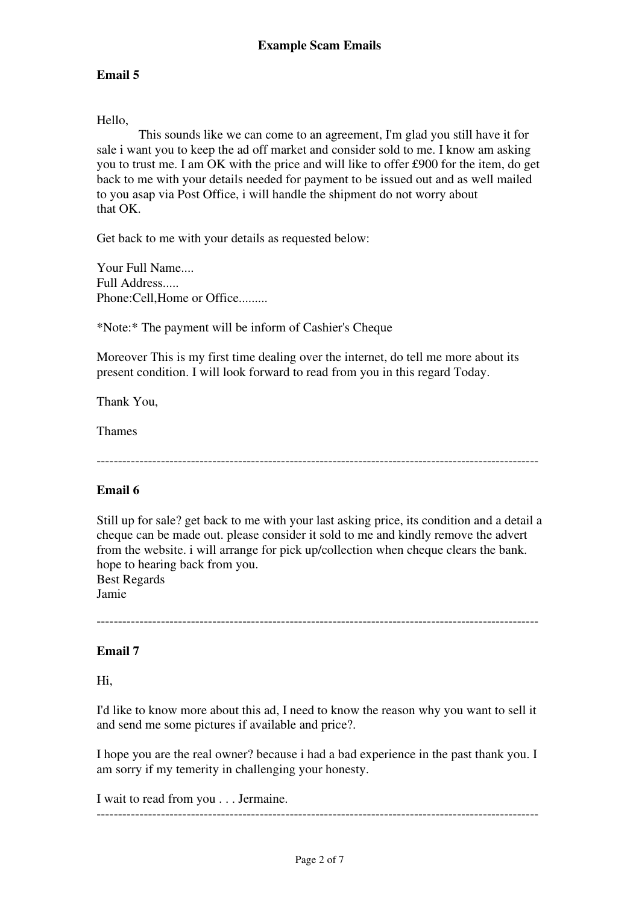## Example Scam Emails

### Email 5

Hello,

This sounds like we can come to an agreement, I'm glad you still have it for sale i want you to keep the ad off market and consider sold to me. I know am asking you to trust me. I am OK with the price and will like to offer £900 for the item, do get back to me with your details needed for payment to be issued out and as well mailed to you asap via Post Office, i will handle the shipment do not worry about that OK.

Get back to me with your details as requested below:

Your Full Name....  
Full Address.....  
Phone:Cell,Home or Office.........

*Note:* The payment will be inform of Cashier's Cheque

Moreover This is my first time dealing over the internet, do tell me more about its present condition. I will look forward to read from you in this regard Today.

Thank You,

Thames

---

### Email 6

Still up for sale? get back to me with your last asking price, its condition and a detail a cheque can be made out. please consider it sold to me and kindly remove the advert from the website. i will arrange for pick up/collection when cheque clears the bank. hope to hearing back from you.  
Best Regards  
Jamie

---

### Email 7

Hi,

I'd like to know more about this ad, I need to know the reason why you want to sell it and send me some pictures if available and price?.

I hope you are the real owner? because i had a bad experience in the past thank you. I am sorry if my temerity in challenging your honesty.

I wait to read from you . . . Jermaine.

---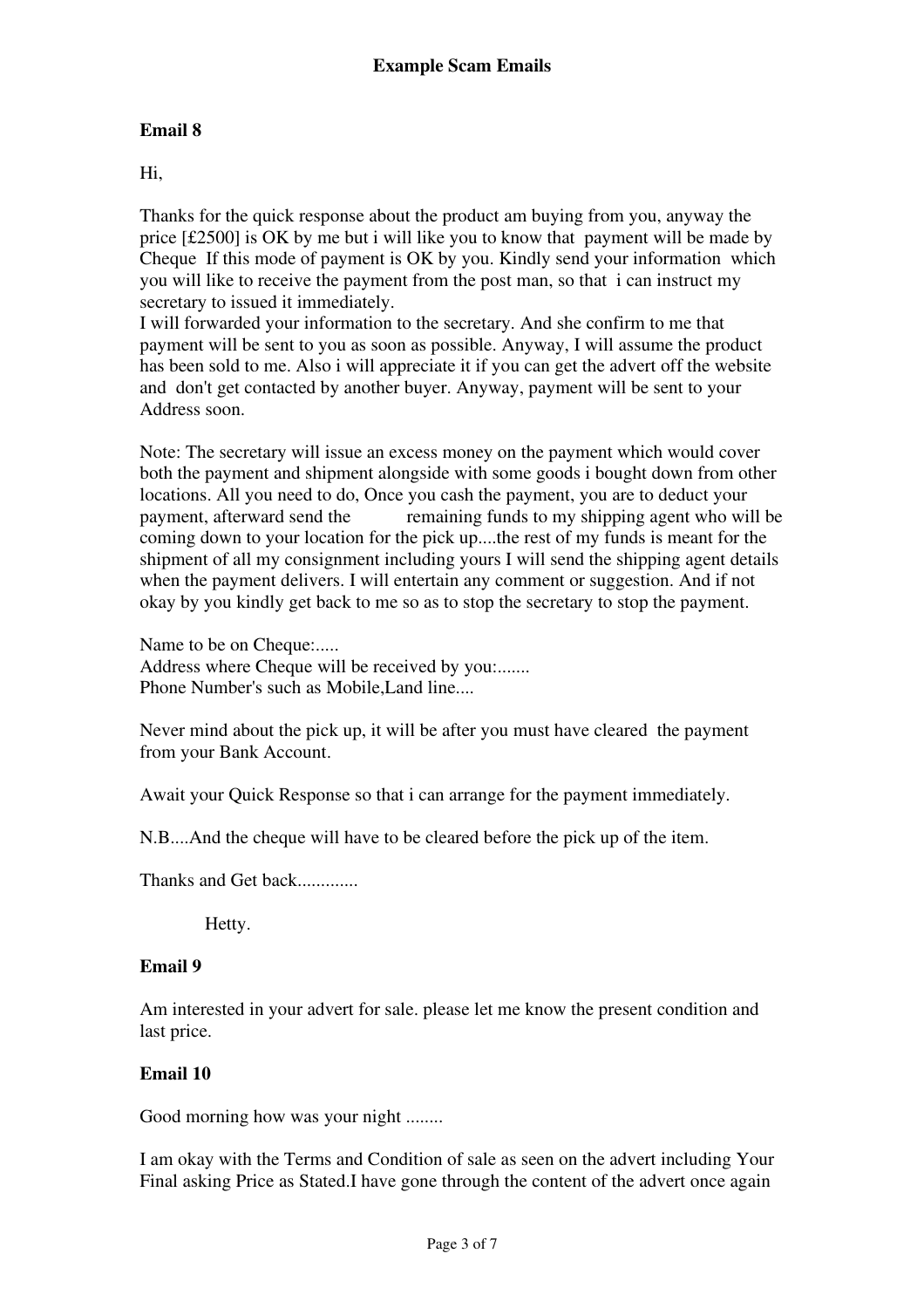## Example Scam Emails

### Email 8

Hi,

Thanks for the quick response about the product am buying from you, anyway the price [£2500] is OK by me but i will like you to know that payment will be made by Cheque If this mode of payment is OK by you. Kindly send your information which you will like to receive the payment from the post man, so that i can instruct my secretary to issued it immediately.
I will forwarded your information to the secretary. And she confirm to me that payment will be sent to you as soon as possible. Anyway, I will assume the product has been sold to me. Also i will appreciate it if you can get the advert off the website and don't get contacted by another buyer. Anyway, payment will be sent to your Address soon.

Note: The secretary will issue an excess money on the payment which would cover both the payment and shipment alongside with some goods i bought down from other locations. All you need to do, Once you cash the payment, you are to deduct your payment, afterward send the remaining funds to my shipping agent who will be coming down to your location for the pick up....the rest of my funds is meant for the shipment of all my consignment including yours I will send the shipping agent details when the payment delivers. I will entertain any comment or suggestion. And if not okay by you kindly get back to me so as to stop the secretary to stop the payment.

Name to be on Cheque:.....
Address where Cheque will be received by you:.......
Phone Number's such as Mobile,Land line....

Never mind about the pick up, it will be after you must have cleared the payment from your Bank Account.

Await your Quick Response so that i can arrange for the payment immediately.

N.B....And the cheque will have to be cleared before the pick up of the item.

Thanks and Get back.............

Hetty.

### Email 9

Am interested in your advert for sale. please let me know the present condition and last price.

### Email 10

Good morning how was your night ........

I am okay with the Terms and Condition of sale as seen on the advert including Your Final asking Price as Stated.I have gone through the content of the advert once again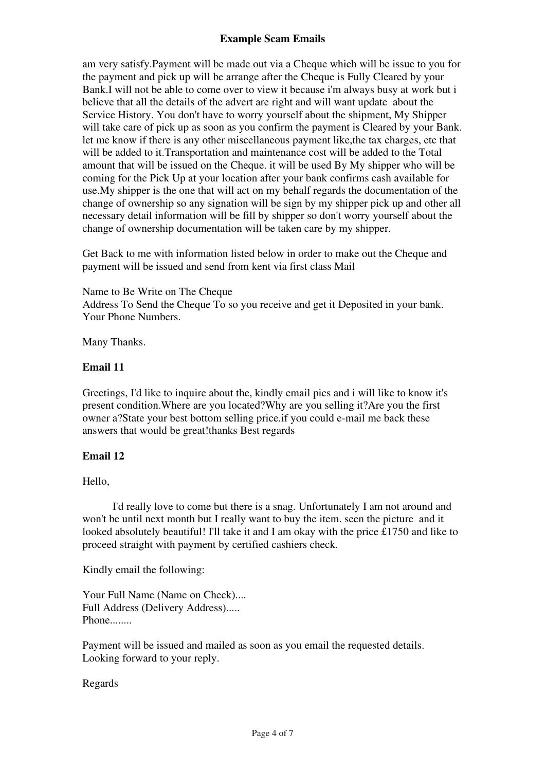am very satisfy.Payment will be made out via a Cheque which will be issue to you for the payment and pick up will be arrange after the Cheque is Fully Cleared by your Bank.I will not be able to come over to view it because i'm always busy at work but i believe that all the details of the advert are right and will want update about the Service History. You don't have to worry yourself about the shipment, My Shipper will take care of pick up as soon as you confirm the payment is Cleared by your Bank. let me know if there is any other miscellaneous payment like,the tax charges, etc that will be added to it.Transportation and maintenance cost will be added to the Total amount that will be issued on the Cheque. it will be used By My shipper who will be coming for the Pick Up at your location after your bank confirms cash available for use.My shipper is the one that will act on my behalf regards the documentation of the change of ownership so any signation will be sign by my shipper pick up and other all necessary detail information will be fill by shipper so don't worry yourself about the change of ownership documentation will be taken care by my shipper.

Get Back to me with information listed below in order to make out the Cheque and payment will be issued and send from kent via first class Mail

Name to Be Write on The Cheque
Address To Send the Cheque To so you receive and get it Deposited in your bank.
Your Phone Numbers.

Many Thanks.

### Email 11

Greetings, I'd like to inquire about the, kindly email pics and i will like to know it's present condition.Where are you located?Why are you selling it?Are you the first owner a?State your best bottom selling price.if you could e-mail me back these answers that would be great!thanks Best regards

### Email 12

Hello,

I'd really love to come but there is a snag. Unfortunately I am not around and won't be until next month but I really want to buy the item. seen the picture and it looked absolutely beautiful! I'll take it and I am okay with the price £1750 and like to proceed straight with payment by certified cashiers check.

Kindly email the following:

Your Full Name (Name on Check)....
Full Address (Delivery Address).....
Phone........

Payment will be issued and mailed as soon as you email the requested details. Looking forward to your reply.

Regards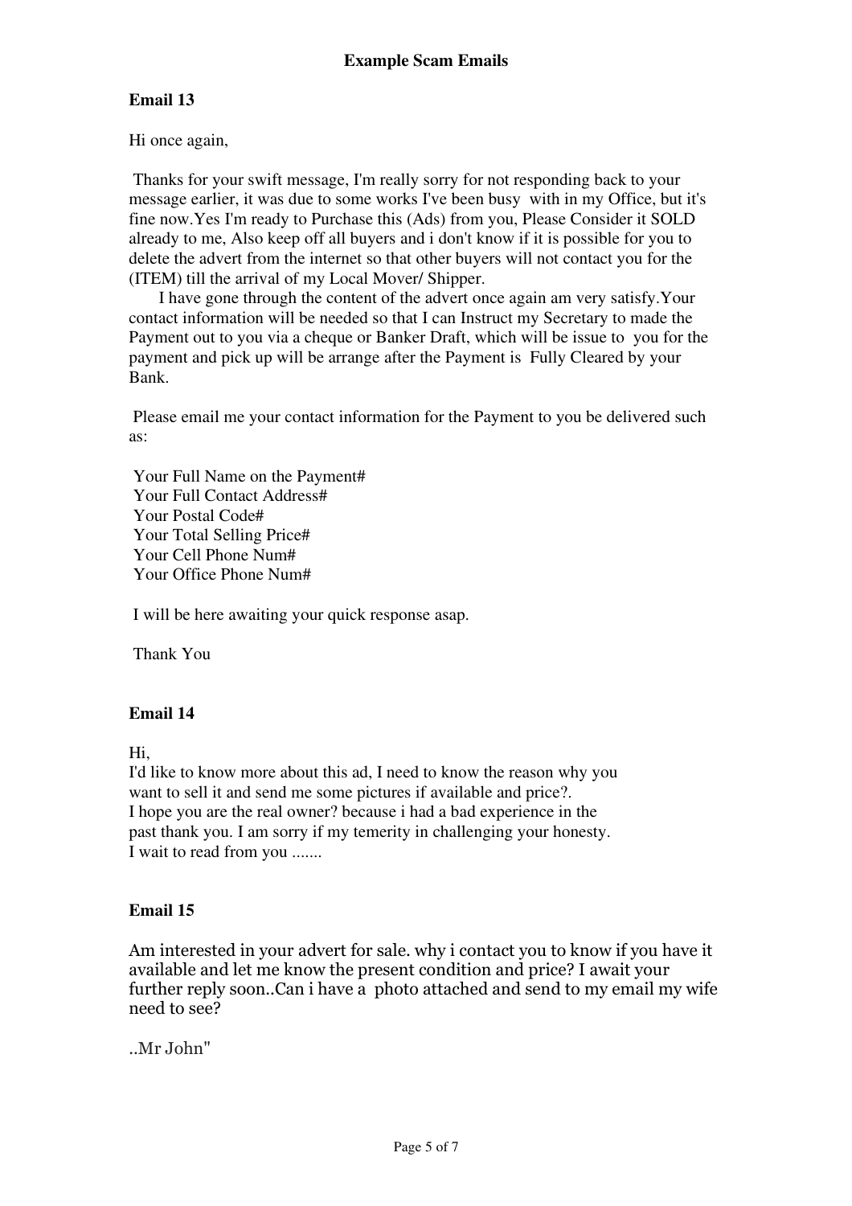## Example Scam Emails

### Email 13

Hi once again,

Thanks for your swift message, I'm really sorry for not responding back to your message earlier, it was due to some works I've been busy with in my Office, but it's fine now.Yes I'm ready to Purchase this (Ads) from you, Please Consider it SOLD already to me, Also keep off all buyers and i don't know if it is possible for you to delete the advert from the internet so that other buyers will not contact you for the (ITEM) till the arrival of my Local Mover/ Shipper.

I have gone through the content of the advert once again am very satisfy.Your contact information will be needed so that I can Instruct my Secretary to made the Payment out to you via a cheque or Banker Draft, which will be issue to you for the payment and pick up will be arrange after the Payment is Fully Cleared by your Bank.

Please email me your contact information for the Payment to you be delivered such as:

Your Full Name on the Payment#
Your Full Contact Address#
Your Postal Code#
Your Total Selling Price#
Your Cell Phone Num#
Your Office Phone Num#

I will be here awaiting your quick response asap.

Thank You

### Email 14

Hi,
I'd like to know more about this ad, I need to know the reason why you want to sell it and send me some pictures if available and price?.
I hope you are the real owner? because i had a bad experience in the past thank you. I am sorry if my temerity in challenging your honesty.
I wait to read from you .......

### Email 15

Am interested in your advert for sale. why i contact you to know if you have it available and let me know the present condition and price? I await your further reply soon..Can i have a photo attached and send to my email my wife need to see?

..Mr John"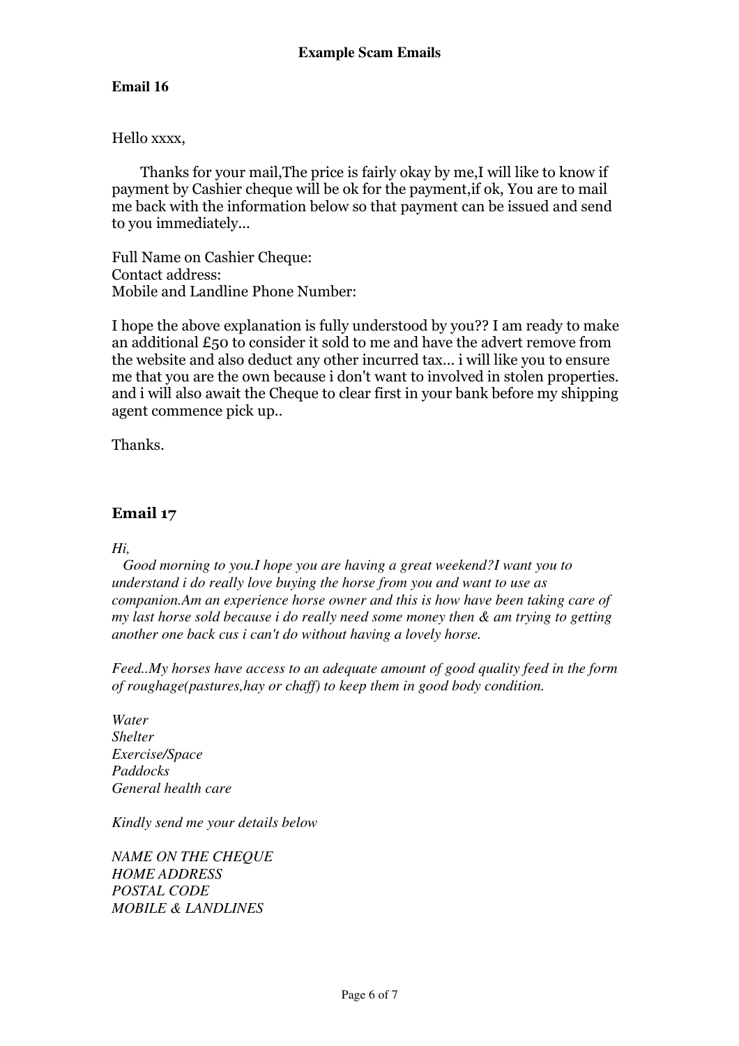**Example Scam Emails**

**Email 16**

Hello xxxx,

Thanks for your mail,The price is fairly okay by me,I will like to know if payment by Cashier cheque will be ok for the payment,if ok, You are to mail me back with the information below so that payment can be issued and send to you immediately...

Full Name on Cashier Cheque:
Contact address:
Mobile and Landline Phone Number:

I hope the above explanation is fully understood by you?? I am ready to make an additional £50 to consider it sold to me and have the advert remove from the website and also deduct any other incurred tax... i will like you to ensure me that you are the own because i don't want to involved in stolen properties. and i will also await the Cheque to clear first in your bank before my shipping agent commence pick up..

Thanks.

## Email 17

*Hi,*

*Good morning to you.I hope you are having a great weekend?I want you to understand i do really love buying the horse from you and want to use as companion.Am an experience horse owner and this is how have been taking care of my last horse sold because i do really need some money then & am trying to getting another one back cus i can't do without having a lovely horse.*

*Feed..My horses have access to an adequate amount of good quality feed in the form of roughage(pastures,hay or chaff) to keep them in good body condition.*

*Water*
*Shelter*
*Exercise/Space*
*Paddocks*
*General health care*

*Kindly send me your details below*

*NAME ON THE CHEQUE*
*HOME ADDRESS*
*POSTAL CODE*
*MOBILE & LANDLINES*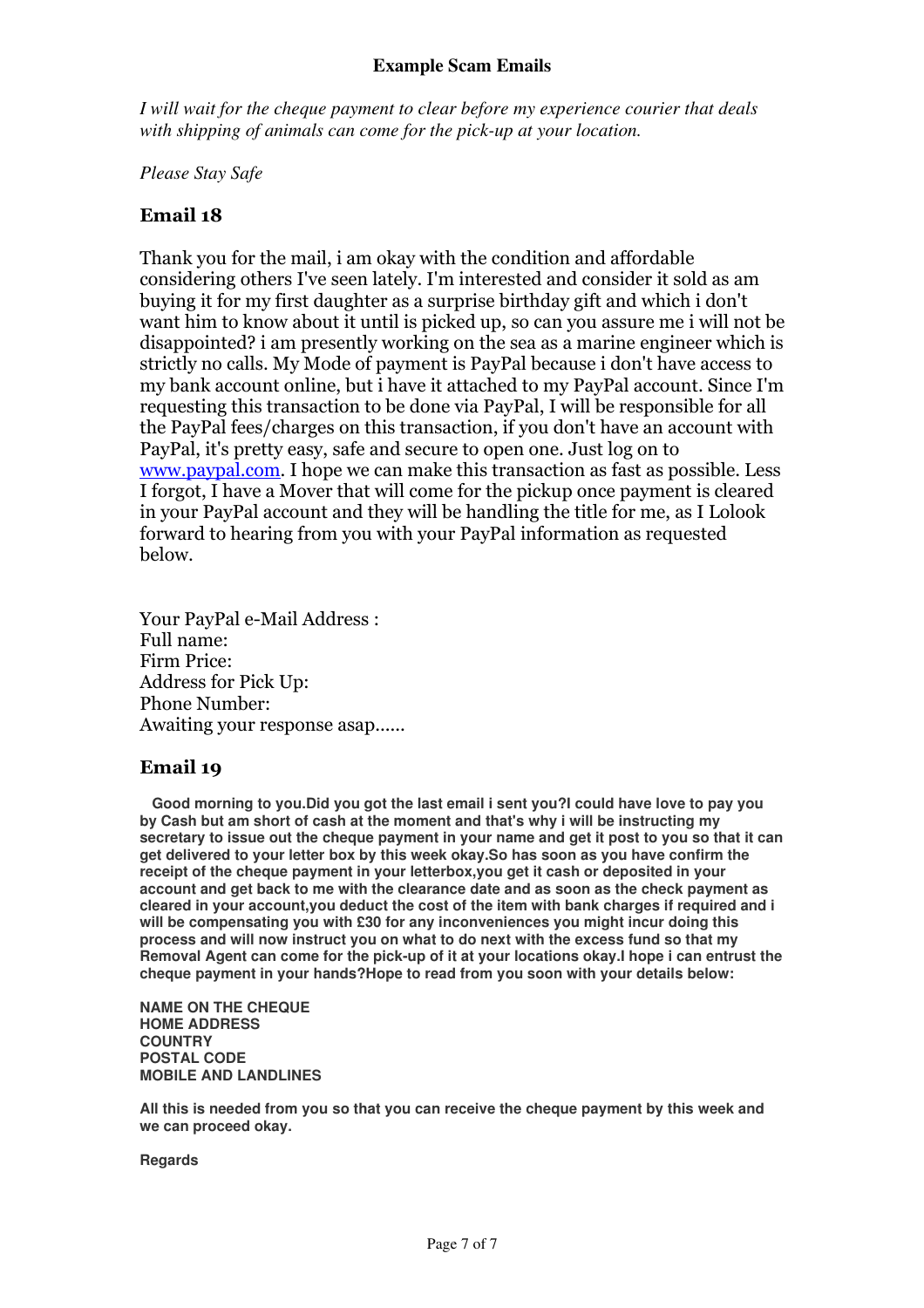*I will wait for the cheque payment to clear before my experience courier that deals with shipping of animals can come for the pick-up at your location.*

*Please Stay Safe*

## Email 18

Thank you for the mail, i am okay with the condition and affordable considering others I've seen lately. I'm interested and consider it sold as am buying it for my first daughter as a surprise birthday gift and which i don't want him to know about it until is picked up, so can you assure me i will not be disappointed? i am presently working on the sea as a marine engineer which is strictly no calls. My Mode of payment is PayPal because i don't have access to my bank account online, but i have it attached to my PayPal account. Since I'm requesting this transaction to be done via PayPal, I will be responsible for all the PayPal fees/charges on this transaction, if you don't have an account with PayPal, it's pretty easy, safe and secure to open one. Just log on to [www.paypal.com](http://www.paypal.com). I hope we can make this transaction as fast as possible. Less I forgot, I have a Mover that will come for the pickup once payment is cleared in your PayPal account and they will be handling the title for me, as I Lolook forward to hearing from you with your PayPal information as requested below.

Your PayPal e-Mail Address :
Full name:
Firm Price:
Address for Pick Up:
Phone Number:
Awaiting your response asap......

## Email 19

**Good morning to you.Did you got the last email i sent you?I could have love to pay you by Cash but am short of cash at the moment and that's why i will be instructing my secretary to issue out the cheque payment in your name and get it post to you so that it can get delivered to your letter box by this week okay.So has soon as you have confirm the receipt of the cheque payment in your letterbox,you get it cash or deposited in your account and get back to me with the clearance date and as soon as the check payment as cleared in your account,you deduct the cost of the item with bank charges if required and i will be compensating you with £30 for any inconveniences you might incur doing this process and will now instruct you on what to do next with the excess fund so that my Removal Agent can come for the pick-up of it at your locations okay.I hope i can entrust the cheque payment in your hands?Hope to read from you soon with your details below:**

**NAME ON THE CHEQUE**
**HOME ADDRESS**
**COUNTRY**
**POSTAL CODE**
**MOBILE AND LANDLINES**

**All this is needed from you so that you can receive the cheque payment by this week and we can proceed okay.**

**Regards**